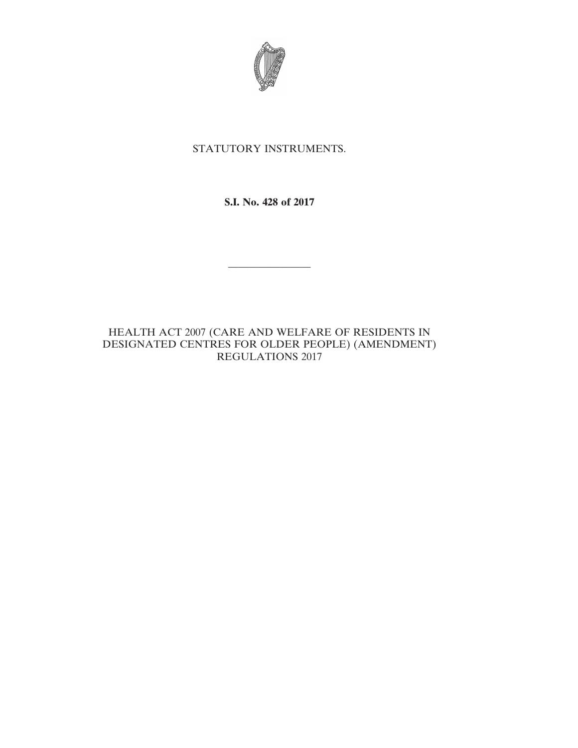STATUTORY INSTRUMENTS.

**S.I. No. 428 of 2017**

---

HEALTH ACT 2007 (CARE AND WELFARE OF RESIDENTS IN DESIGNATED CENTRES FOR OLDER PEOPLE) (AMENDMENT) REGULATIONS 2017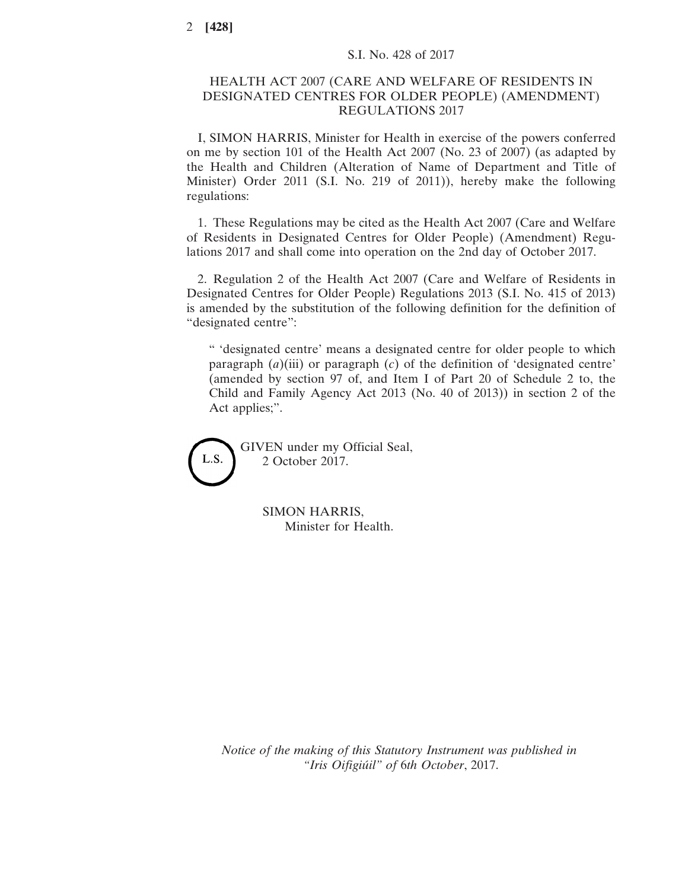S.I. No. 428 of 2017

# HEALTH ACT 2007 (CARE AND WELFARE OF RESIDENTS IN DESIGNATED CENTRES FOR OLDER PEOPLE) (AMENDMENT) REGULATIONS 2017

I, SIMON HARRIS, Minister for Health in exercise of the powers conferred on me by section 101 of the Health Act 2007 (No. 23 of 2007) (as adapted by the Health and Children (Alteration of Name of Department and Title of Minister) Order 2011 (S.I. No. 219 of 2011)), hereby make the following regulations:

1. These Regulations may be cited as the Health Act 2007 (Care and Welfare of Residents in Designated Centres for Older People) (Amendment) Regulations 2017 and shall come into operation on the 2nd day of October 2017.

2. Regulation 2 of the Health Act 2007 (Care and Welfare of Residents in Designated Centres for Older People) Regulations 2013 (S.I. No. 415 of 2013) is amended by the substitution of the following definition for the definition of "designated centre":

> " 'designated centre' means a designated centre for older people to which paragraph (*a*)(iii) or paragraph (*c*) of the definition of 'designated centre' (amended by section 97 of, and Item I of Part 20 of Schedule 2 to, the Child and Family Agency Act 2013 (No. 40 of 2013)) in section 2 of the Act applies;".

L.S.

GIVEN under my Official Seal,
2 October 2017.

SIMON HARRIS,
Minister for Health.

*Notice of the making of this Statutory Instrument was published in "Iris Oifigiúil" of* 6*th October*, 2017.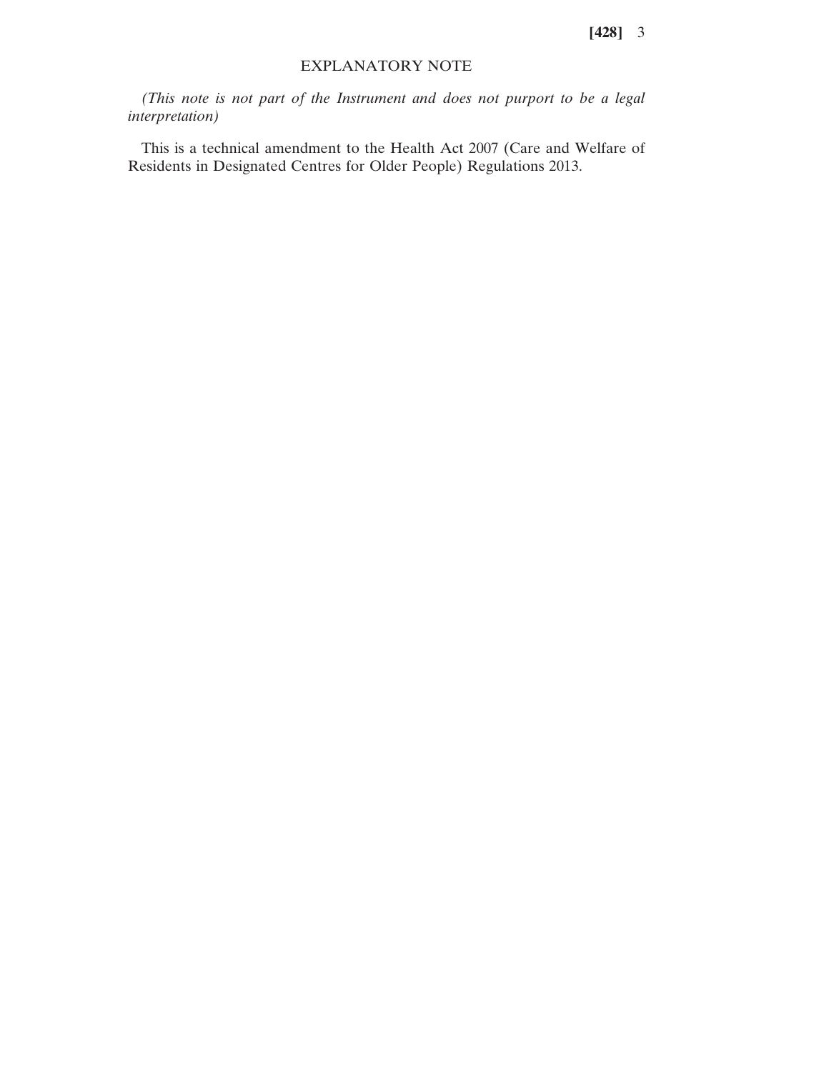## EXPLANATORY NOTE

*(This note is not part of the Instrument and does not purport to be a legal interpretation)*

This is a technical amendment to the Health Act 2007 (Care and Welfare of Residents in Designated Centres for Older People) Regulations 2013.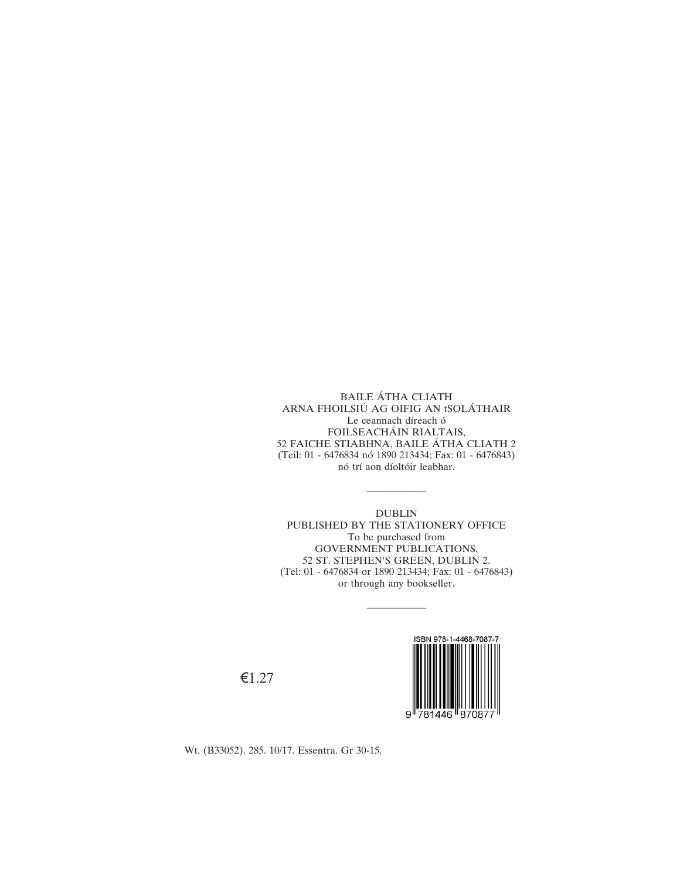BAILE ÁTHA CLIATH
ARNA FHOILSIÚ AG OIFIG AN tSOLÁTHAIR
Le ceannach díreach ó
FOILSEACHÁIN RIALTAIS,
52 FAICHE STIABHNA, BAILE ÁTHA CLIATH 2
(Teil: 01 - 6476834 nó 1890 213434; Fax: 01 - 6476843)
nó trí aon díoltóir leabhar.

---

DUBLIN
PUBLISHED BY THE STATIONERY OFFICE
To be purchased from
GOVERNMENT PUBLICATIONS,
52 ST. STEPHEN'S GREEN, DUBLIN 2.
(Tel: 01 - 6476834 or 1890 213434; Fax: 01 - 6476843)
or through any bookseller.

---

ISBN 978-1-4468-7087-7

9 781446 870877

€1.27

Wt. (B33052). 285. 10/17. Essentra. Gr 30-15.